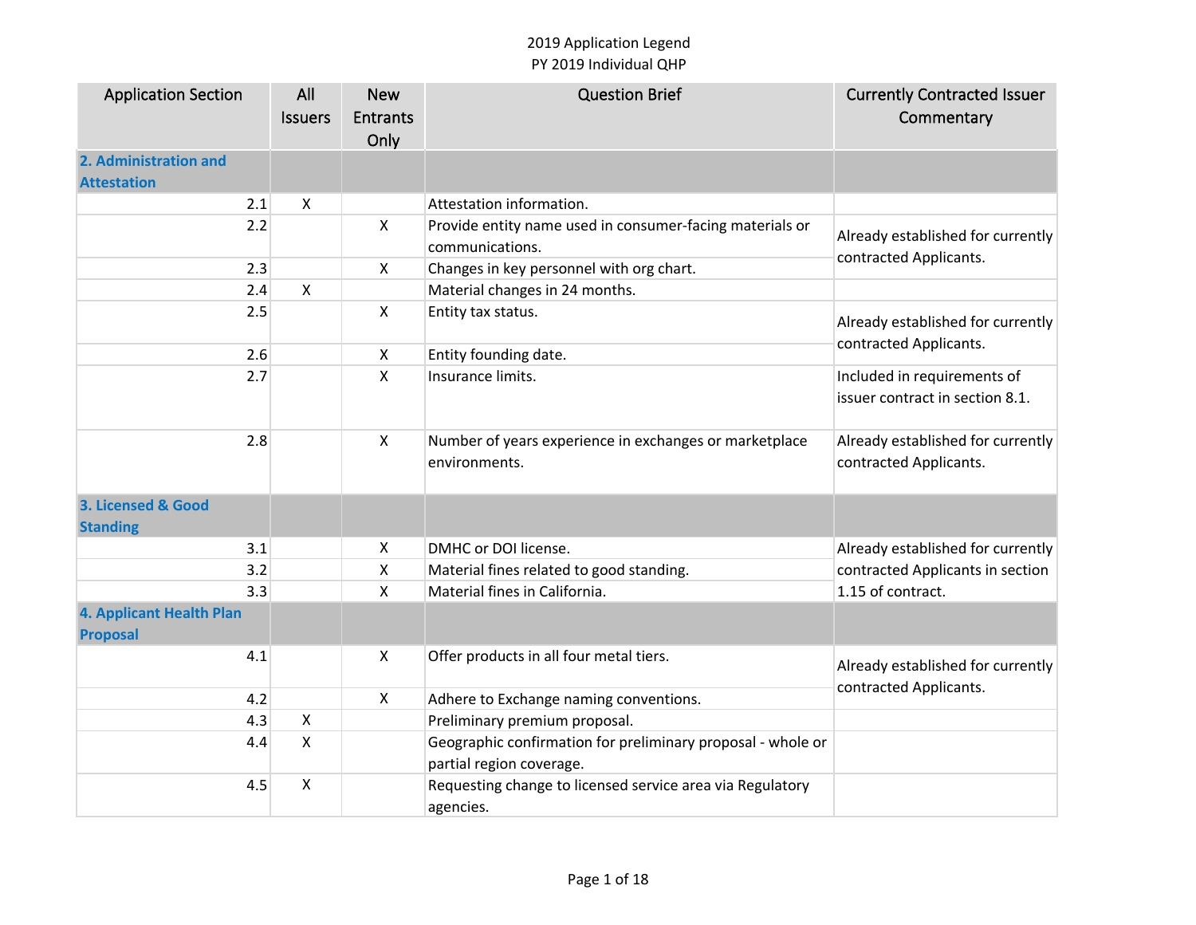2019 Application Legend
PY 2019 Individual QHP

| Application Section | All Issuers | New Entrants Only | Question Brief | Currently Contracted Issuer Commentary |
|---|---|---|---|---|
| **2. Administration and Attestation** | | | | |
| 2.1 | X | | Attestation information. | |
| 2.2 | | X | Provide entity name used in consumer-facing materials or communications. | Already established for currently contracted Applicants. |
| 2.3 | | X | Changes in key personnel with org chart. | |
| 2.4 | X | | Material changes in 24 months. | |
| 2.5 | | X | Entity tax status. | Already established for currently contracted Applicants. |
| 2.6 | | X | Entity founding date. | |
| 2.7 | | X | Insurance limits. | Included in requirements of issuer contract in section 8.1. |
| 2.8 | | X | Number of years experience in exchanges or marketplace environments. | Already established for currently contracted Applicants. |
| **3. Licensed & Good Standing** | | | | |
| 3.1 | | X | DMHC or DOI license. | Already established for currently contracted Applicants in section 1.15 of contract. |
| 3.2 | | X | Material fines related to good standing. | |
| 3.3 | | X | Material fines in California. | |
| **4. Applicant Health Plan Proposal** | | | | |
| 4.1 | | X | Offer products in all four metal tiers. | Already established for currently contracted Applicants. |
| 4.2 | | X | Adhere to Exchange naming conventions. | |
| 4.3 | X | | Preliminary premium proposal. | |
| 4.4 | X | | Geographic confirmation for preliminary proposal - whole or partial region coverage. | |
| 4.5 | X | | Requesting change to licensed service area via Regulatory agencies. | |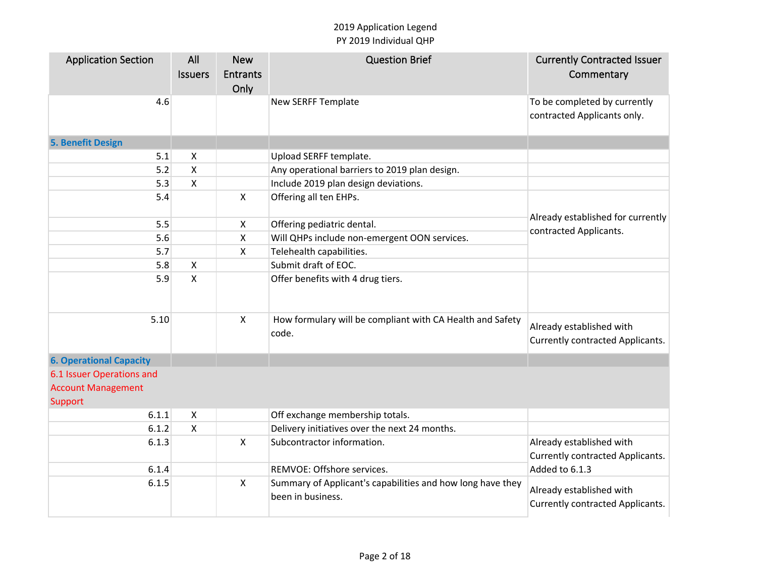2019 Application Legend
PY 2019 Individual QHP

| Application Section | All Issuers | New Entrants Only | Question Brief | Currently Contracted Issuer Commentary |
|---|---|---|---|---|
| 4.6 | | | New SERFF Template | To be completed by currently contracted Applicants only. |
| **5. Benefit Design** | | | | |
| 5.1 | X | | Upload SERFF template. | |
| 5.2 | X | | Any operational barriers to 2019 plan design. | |
| 5.3 | X | | Include 2019 plan design deviations. | |
| 5.4 | | X | Offering all ten EHPs. | Already established for currently contracted Applicants. |
| 5.5 | | X | Offering pediatric dental. | |
| 5.6 | | X | Will QHPs include non-emergent OON services. | |
| 5.7 | | X | Telehealth capabilities. | |
| 5.8 | X | | Submit draft of EOC. | |
| 5.9 | X | | Offer benefits with 4 drug tiers. | |
| 5.10 | | X | How formulary will be compliant with CA Health and Safety code. | Already established with Currently contracted Applicants. |
| **6. Operational Capacity** | | | | |
| 6.1 Issuer Operations and Account Management Support | | | | |
| 6.1.1 | X | | Off exchange membership totals. | |
| 6.1.2 | X | | Delivery initiatives over the next 24 months. | |
| 6.1.3 | | X | Subcontractor information. | Already established with Currently contracted Applicants. Added to 6.1.3 |
| 6.1.4 | | | REMVOE: Offshore services. | |
| 6.1.5 | | X | Summary of Applicant's capabilities and how long have they been in business. | Already established with Currently contracted Applicants. |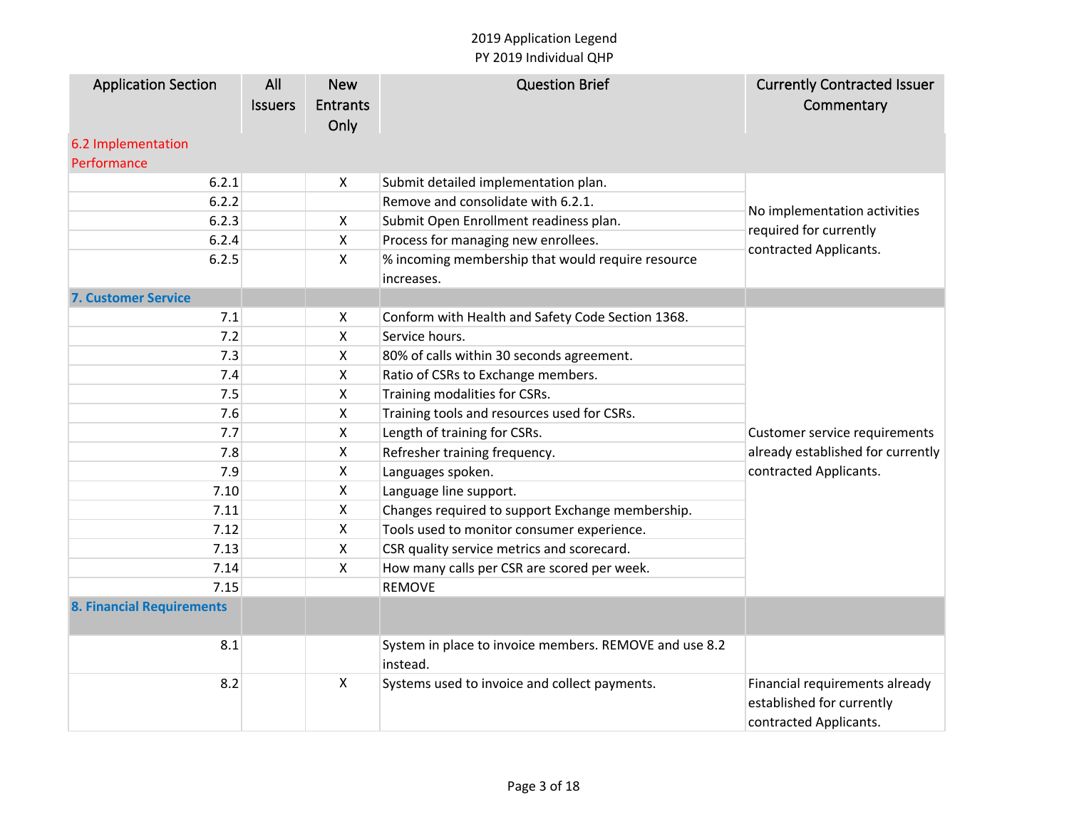2019 Application Legend
PY 2019 Individual QHP

| Application Section | All Issuers | New Entrants Only | Question Brief | Currently Contracted Issuer Commentary |
|---|---|---|---|---|
| 6.2 Implementation Performance | | | | |
| 6.2.1 | | X | Submit detailed implementation plan. | No implementation activities required for currently contracted Applicants. |
| 6.2.2 | | | Remove and consolidate with 6.2.1. | |
| 6.2.3 | | X | Submit Open Enrollment readiness plan. | |
| 6.2.4 | | X | Process for managing new enrollees. | |
| 6.2.5 | | X | % incoming membership that would require resource increases. | |
| **7. Customer Service** | | | | |
| 7.1 | | X | Conform with Health and Safety Code Section 1368. | Customer service requirements already established for currently contracted Applicants. |
| 7.2 | | X | Service hours. | |
| 7.3 | | X | 80% of calls within 30 seconds agreement. | |
| 7.4 | | X | Ratio of CSRs to Exchange members. | |
| 7.5 | | X | Training modalities for CSRs. | |
| 7.6 | | X | Training tools and resources used for CSRs. | |
| 7.7 | | X | Length of training for CSRs. | |
| 7.8 | | X | Refresher training frequency. | |
| 7.9 | | X | Languages spoken. | |
| 7.10 | | X | Language line support. | |
| 7.11 | | X | Changes required to support Exchange membership. | |
| 7.12 | | X | Tools used to monitor consumer experience. | |
| 7.13 | | X | CSR quality service metrics and scorecard. | |
| 7.14 | | X | How many calls per CSR are scored per week. | |
| 7.15 | | | REMOVE | |
| **8. Financial Requirements** | | | | |
| 8.1 | | | System in place to invoice members. REMOVE and use 8.2 instead. | |
| 8.2 | | X | Systems used to invoice and collect payments. | Financial requirements already established for currently contracted Applicants. |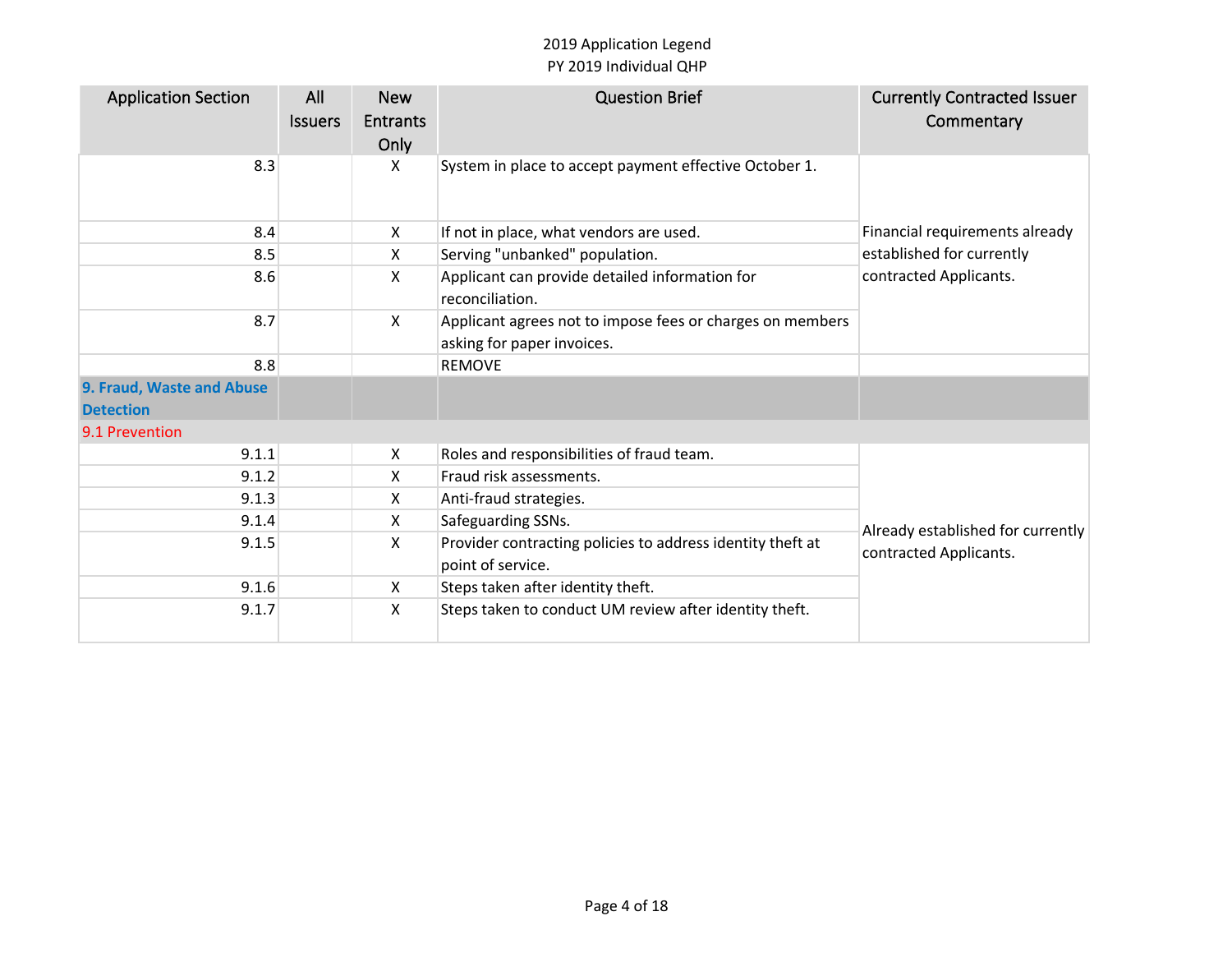| Application Section | All Issuers | New Entrants Only | Question Brief | Currently Contracted Issuer Commentary |
|---|---|---|---|---|
| 8.3 | | X | System in place to accept payment effective October 1. | Financial requirements already established for currently contracted Applicants. |
| 8.4 | | X | If not in place, what vendors are used. | |
| 8.5 | | X | Serving "unbanked" population. | |
| 8.6 | | X | Applicant can provide detailed information for reconciliation. | |
| 8.7 | | X | Applicant agrees not to impose fees or charges on members asking for paper invoices. | |
| 8.8 | | | REMOVE | |
| **9. Fraud, Waste and Abuse Detection** | | | | |
| 9.1 Prevention | | | | |
| 9.1.1 | | X | Roles and responsibilities of fraud team. | Already established for currently contracted Applicants. |
| 9.1.2 | | X | Fraud risk assessments. | |
| 9.1.3 | | X | Anti-fraud strategies. | |
| 9.1.4 | | X | Safeguarding SSNs. | |
| 9.1.5 | | X | Provider contracting policies to address identity theft at point of service. | |
| 9.1.6 | | X | Steps taken after identity theft. | |
| 9.1.7 | | X | Steps taken to conduct UM review after identity theft. | |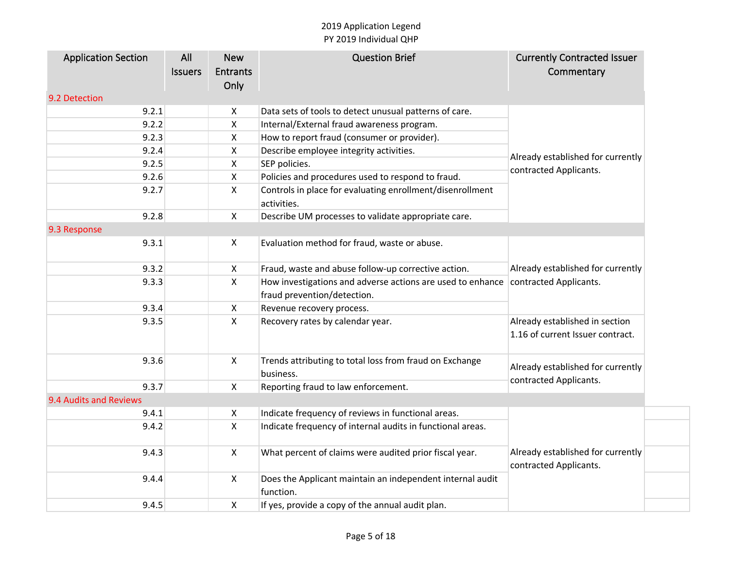2019 Application Legend
PY 2019 Individual QHP

| Application Section | All Issuers | New Entrants Only | Question Brief | Currently Contracted Issuer Commentary |
|---|---|---|---|---|
| 9.2 Detection | | | | |
| 9.2.1 | | X | Data sets of tools to detect unusual patterns of care. | Already established for currently contracted Applicants. |
| 9.2.2 | | X | Internal/External fraud awareness program. | |
| 9.2.3 | | X | How to report fraud (consumer or provider). | |
| 9.2.4 | | X | Describe employee integrity activities. | |
| 9.2.5 | | X | SEP policies. | |
| 9.2.6 | | X | Policies and procedures used to respond to fraud. | |
| 9.2.7 | | X | Controls in place for evaluating enrollment/disenrollment activities. | |
| 9.2.8 | | X | Describe UM processes to validate appropriate care. | |
| 9.3 Response | | | | |
| 9.3.1 | | X | Evaluation method for fraud, waste or abuse. | Already established for currently contracted Applicants. |
| 9.3.2 | | X | Fraud, waste and abuse follow-up corrective action. | |
| 9.3.3 | | X | How investigations and adverse actions are used to enhance fraud prevention/detection. | |
| 9.3.4 | | X | Revenue recovery process. | |
| 9.3.5 | | X | Recovery rates by calendar year. | Already established in section 1.16 of current Issuer contract. |
| 9.3.6 | | X | Trends attributing to total loss from fraud on Exchange business. | Already established for currently contracted Applicants. |
| 9.3.7 | | X | Reporting fraud to law enforcement. | |
| 9.4 Audits and Reviews | | | | |
| 9.4.1 | | X | Indicate frequency of reviews in functional areas. | Already established for currently contracted Applicants. |
| 9.4.2 | | X | Indicate frequency of internal audits in functional areas. | |
| 9.4.3 | | X | What percent of claims were audited prior fiscal year. | |
| 9.4.4 | | X | Does the Applicant maintain an independent internal audit function. | |
| 9.4.5 | | X | If yes, provide a copy of the annual audit plan. | |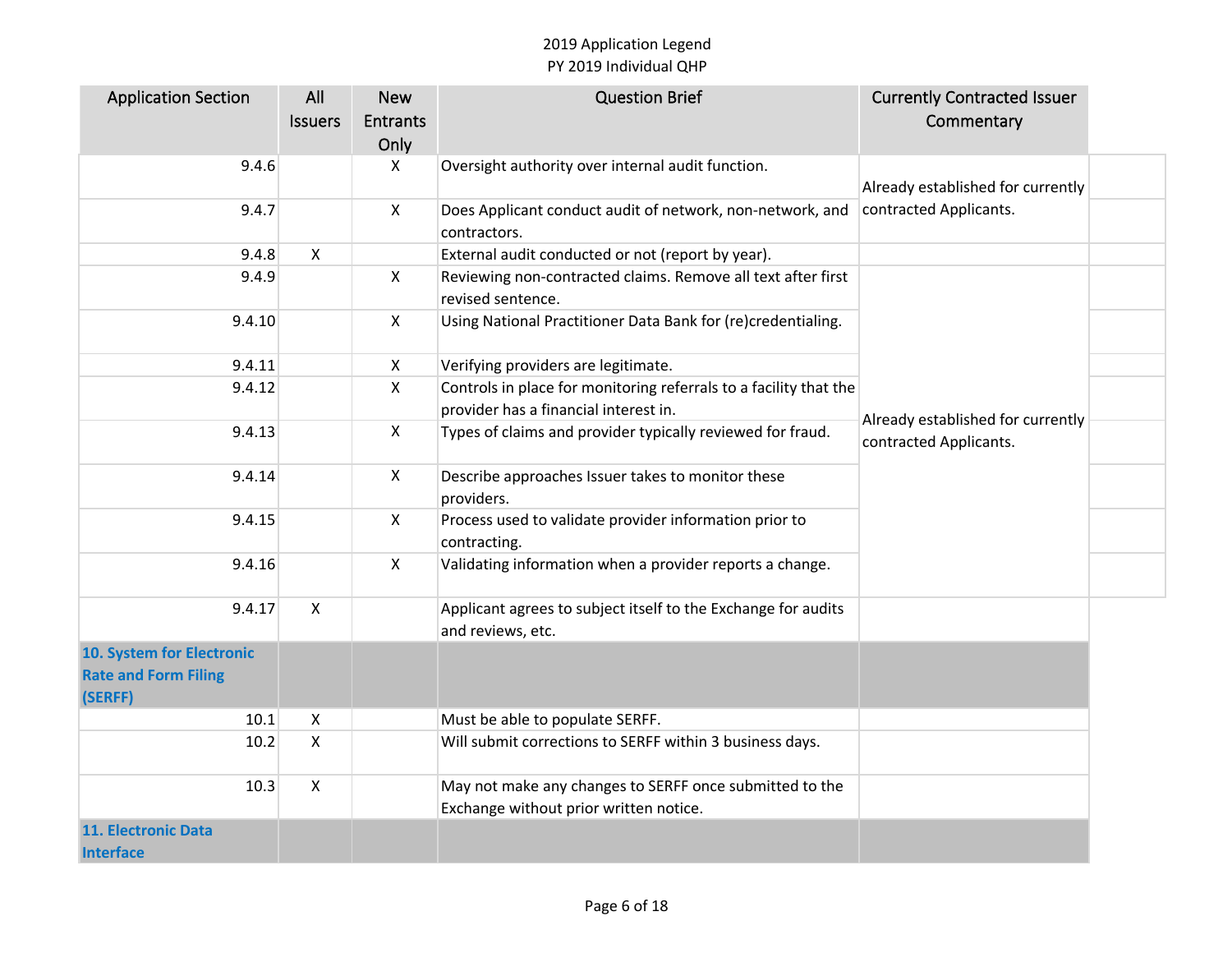2019 Application Legend
PY 2019 Individual QHP

| Application Section | All Issuers | New Entrants Only | Question Brief | Currently Contracted Issuer Commentary |
|---|---|---|---|---|
| 9.4.6 | | X | Oversight authority over internal audit function. | Already established for currently contracted Applicants. |
| 9.4.7 | | X | Does Applicant conduct audit of network, non-network, and contractors. | |
| 9.4.8 | X | | External audit conducted or not (report by year). | |
| 9.4.9 | | X | Reviewing non-contracted claims. Remove all text after first revised sentence. | Already established for currently contracted Applicants. |
| 9.4.10 | | X | Using National Practitioner Data Bank for (re)credentialing. | |
| 9.4.11 | | X | Verifying providers are legitimate. | |
| 9.4.12 | | X | Controls in place for monitoring referrals to a facility that the provider has a financial interest in. | |
| 9.4.13 | | X | Types of claims and provider typically reviewed for fraud. | |
| 9.4.14 | | X | Describe approaches Issuer takes to monitor these providers. | |
| 9.4.15 | | X | Process used to validate provider information prior to contracting. | |
| 9.4.16 | | X | Validating information when a provider reports a change. | |
| 9.4.17 | X | | Applicant agrees to subject itself to the Exchange for audits and reviews, etc. | |
| **10. System for Electronic Rate and Form Filing (SERFF)** | | | | |
| 10.1 | X | | Must be able to populate SERFF. | |
| 10.2 | X | | Will submit corrections to SERFF within 3 business days. | |
| 10.3 | X | | May not make any changes to SERFF once submitted to the Exchange without prior written notice. | |
| **11. Electronic Data Interface** | | | | |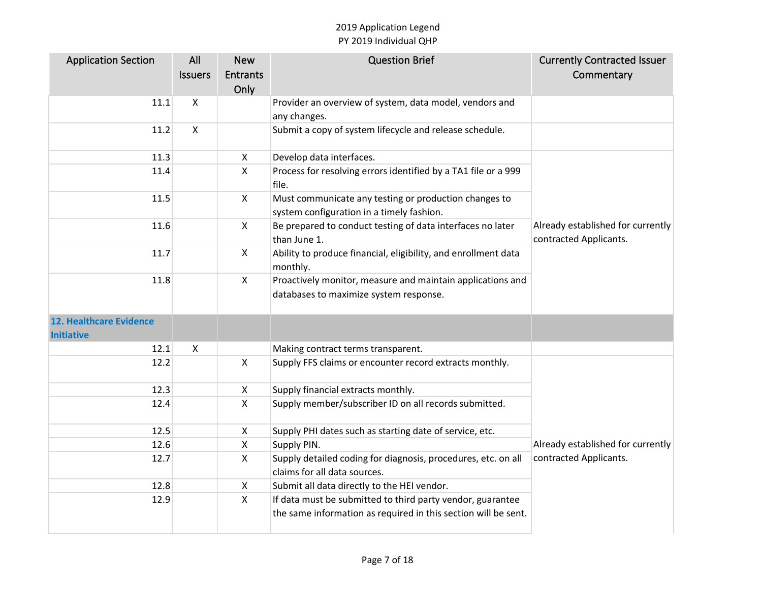| Application Section | All Issuers | New Entrants Only | Question Brief | Currently Contracted Issuer Commentary |
|---|---|---|---|---|
| 11.1 | X | | Provider an overview of system, data model, vendors and any changes. | |
| 11.2 | X | | Submit a copy of system lifecycle and release schedule. | |
| 11.3 | | X | Develop data interfaces. | Already established for currently contracted Applicants. |
| 11.4 | | X | Process for resolving errors identified by a TA1 file or a 999 file. | |
| 11.5 | | X | Must communicate any testing or production changes to system configuration in a timely fashion. | |
| 11.6 | | X | Be prepared to conduct testing of data interfaces no later than June 1. | |
| 11.7 | | X | Ability to produce financial, eligibility, and enrollment data monthly. | |
| 11.8 | | X | Proactively monitor, measure and maintain applications and databases to maximize system response. | |
| **12. Healthcare Evidence Initiative** | | | | |
| 12.1 | X | | Making contract terms transparent. | |
| 12.2 | | X | Supply FFS claims or encounter record extracts monthly. | Already established for currently contracted Applicants. |
| 12.3 | | X | Supply financial extracts monthly. | |
| 12.4 | | X | Supply member/subscriber ID on all records submitted. | |
| 12.5 | | X | Supply PHI dates such as starting date of service, etc. | |
| 12.6 | | X | Supply PIN. | |
| 12.7 | | X | Supply detailed coding for diagnosis, procedures, etc. on all claims for all data sources. | |
| 12.8 | | X | Submit all data directly to the HEI vendor. | |
| 12.9 | | X | If data must be submitted to third party vendor, guarantee the same information as required in this section will be sent. | |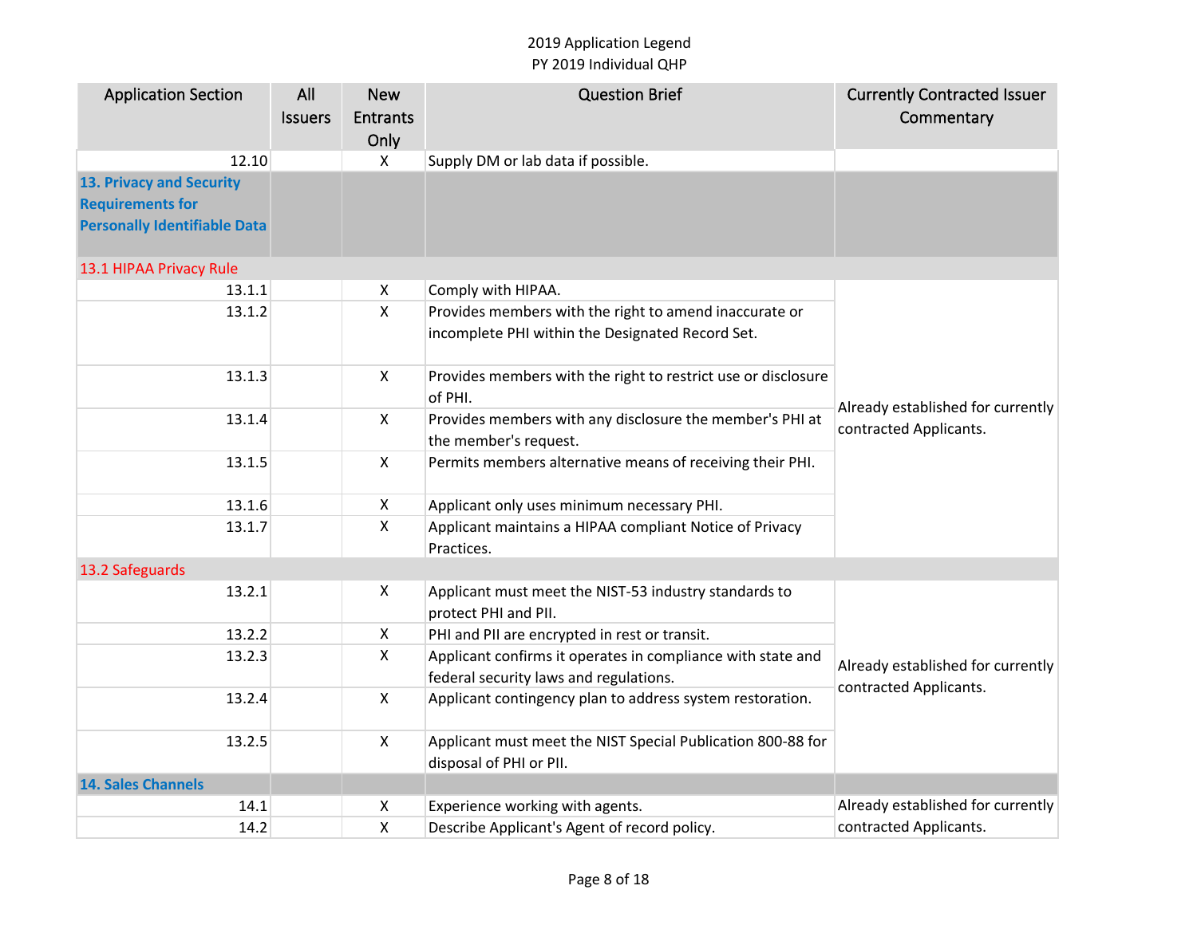| Application Section | All Issuers | New Entrants Only | Question Brief | Currently Contracted Issuer Commentary |
|---|---|---|---|---|
| 12.10 | | X | Supply DM or lab data if possible. | |
| **13. Privacy and Security Requirements for Personally Identifiable Data** | | | | |
| 13.1 HIPAA Privacy Rule | | | | |
| 13.1.1 | | X | Comply with HIPAA. | Already established for currently contracted Applicants. |
| 13.1.2 | | X | Provides members with the right to amend inaccurate or incomplete PHI within the Designated Record Set. | |
| 13.1.3 | | X | Provides members with the right to restrict use or disclosure of PHI. | |
| 13.1.4 | | X | Provides members with any disclosure the member's PHI at the member's request. | |
| 13.1.5 | | X | Permits members alternative means of receiving their PHI. | |
| 13.1.6 | | X | Applicant only uses minimum necessary PHI. | |
| 13.1.7 | | X | Applicant maintains a HIPAA compliant Notice of Privacy Practices. | |
| 13.2 Safeguards | | | | |
| 13.2.1 | | X | Applicant must meet the NIST-53 industry standards to protect PHI and PII. | Already established for currently contracted Applicants. |
| 13.2.2 | | X | PHI and PII are encrypted in rest or transit. | |
| 13.2.3 | | X | Applicant confirms it operates in compliance with state and federal security laws and regulations. | |
| 13.2.4 | | X | Applicant contingency plan to address system restoration. | |
| 13.2.5 | | X | Applicant must meet the NIST Special Publication 800-88 for disposal of PHI or PII. | |
| **14. Sales Channels** | | | | |
| 14.1 | | X | Experience working with agents. | Already established for currently contracted Applicants. |
| 14.2 | | X | Describe Applicant's Agent of record policy. | |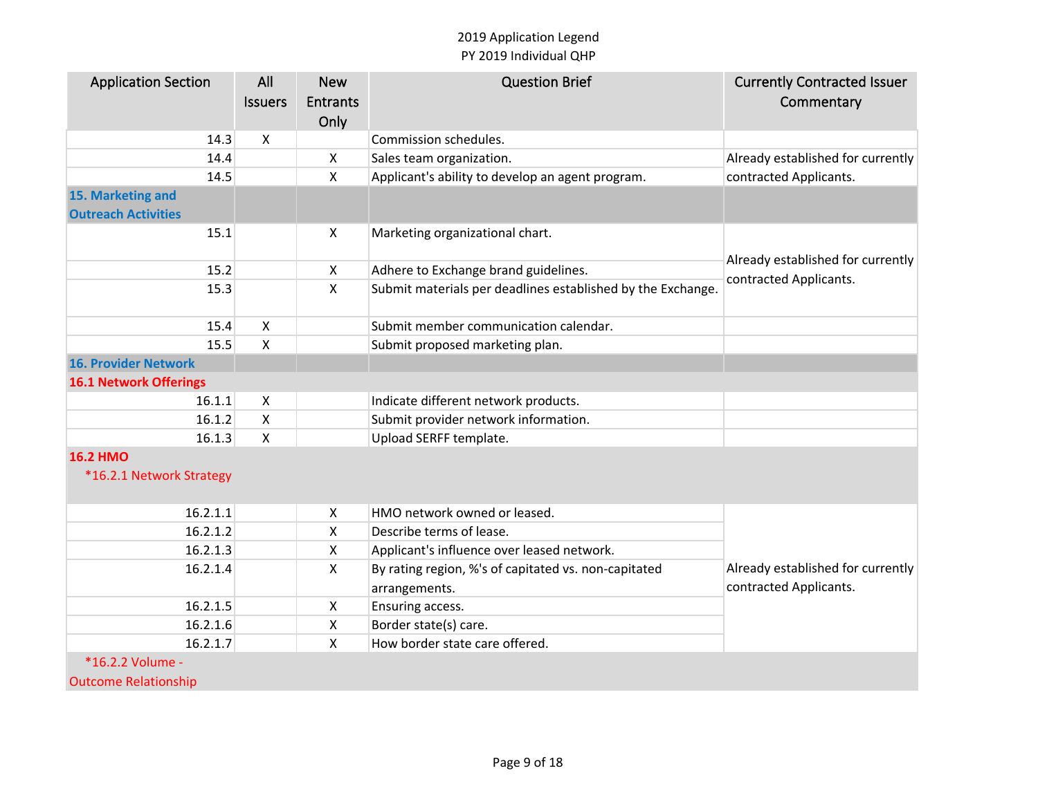| Application Section | All Issuers | New Entrants Only | Question Brief | Currently Contracted Issuer Commentary |
|---|---|---|---|---|
| 14.3 | X | | Commission schedules. | |
| 14.4 | | X | Sales team organization. | Already established for currently contracted Applicants. |
| 14.5 | | X | Applicant's ability to develop an agent program. | |
| **15. Marketing and Outreach Activities** | | | | |
| 15.1 | | X | Marketing organizational chart. | Already established for currently contracted Applicants. |
| 15.2 | | X | Adhere to Exchange brand guidelines. | |
| 15.3 | | X | Submit materials per deadlines established by the Exchange. | |
| 15.4 | X | | Submit member communication calendar. | |
| 15.5 | X | | Submit proposed marketing plan. | |
| **16. Provider Network** | | | | |
| **16.1 Network Offerings** | | | | |
| 16.1.1 | X | | Indicate different network products. | |
| 16.1.2 | X | | Submit provider network information. | |
| 16.1.3 | X | | Upload SERFF template. | |
| **16.2 HMO** *16.2.1 Network Strategy | | | | |
| 16.2.1.1 | | X | HMO network owned or leased. | Already established for currently contracted Applicants. |
| 16.2.1.2 | | X | Describe terms of lease. | |
| 16.2.1.3 | | X | Applicant's influence over leased network. | |
| 16.2.1.4 | | X | By rating region, %'s of capitated vs. non-capitated arrangements. | |
| 16.2.1.5 | | X | Ensuring access. | |
| 16.2.1.6 | | X | Border state(s) care. | |
| 16.2.1.7 | | X | How border state care offered. | |
| *16.2.2 Volume - Outcome Relationship | | | | |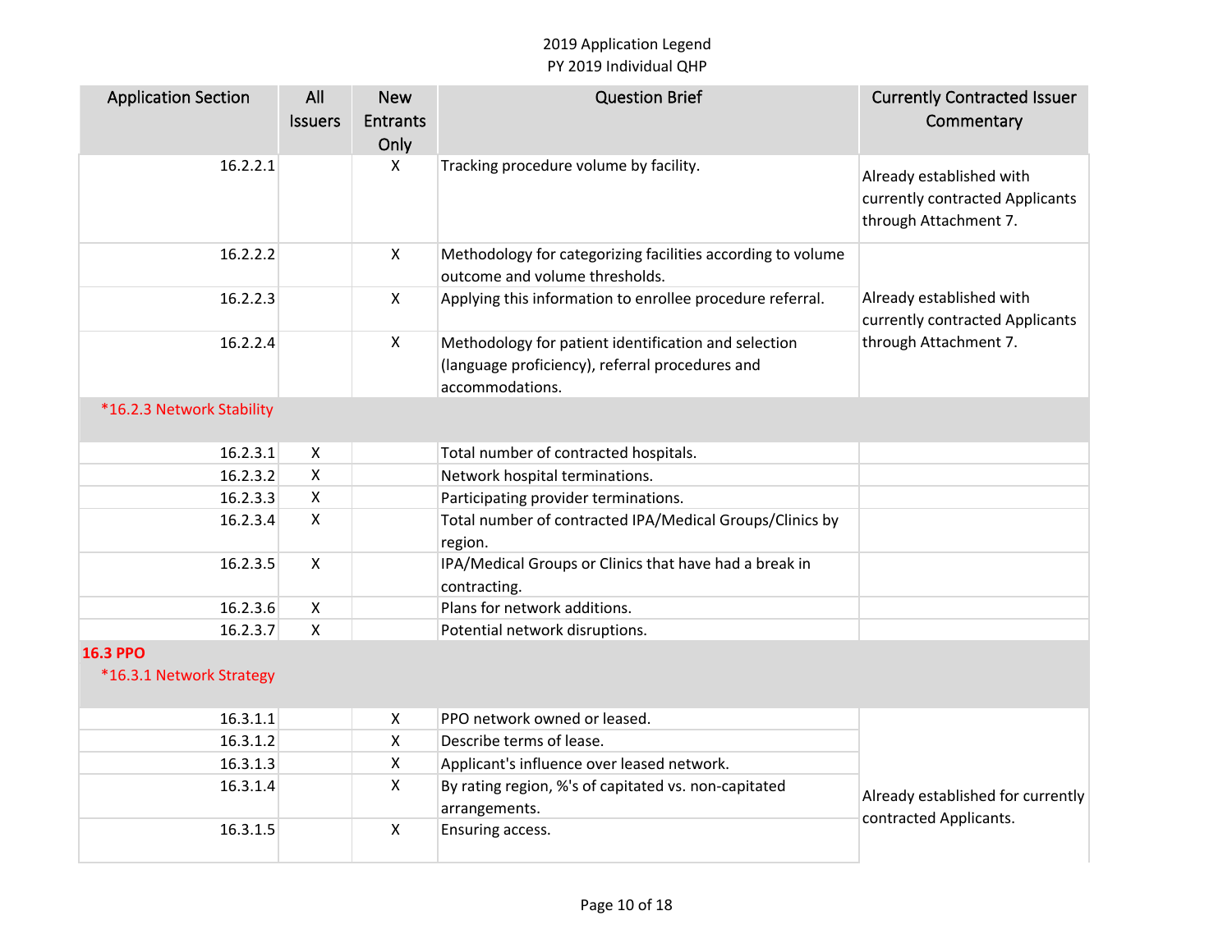2019 Application Legend
PY 2019 Individual QHP

| Application Section | All Issuers | New Entrants Only | Question Brief | Currently Contracted Issuer Commentary |
|---|---|---|---|---|
| 16.2.2.1 | | X | Tracking procedure volume by facility. | Already established with currently contracted Applicants through Attachment 7. |
| 16.2.2.2 | | X | Methodology for categorizing facilities according to volume outcome and volume thresholds. | Already established with currently contracted Applicants through Attachment 7. |
| 16.2.2.3 | | X | Applying this information to enrollee procedure referral. | |
| 16.2.2.4 | | X | Methodology for patient identification and selection (language proficiency), referral procedures and accommodations. | |
| *16.2.3 Network Stability | | | | |
| 16.2.3.1 | X | | Total number of contracted hospitals. | |
| 16.2.3.2 | X | | Network hospital terminations. | |
| 16.2.3.3 | X | | Participating provider terminations. | |
| 16.2.3.4 | X | | Total number of contracted IPA/Medical Groups/Clinics by region. | |
| 16.2.3.5 | X | | IPA/Medical Groups or Clinics that have had a break in contracting. | |
| 16.2.3.6 | X | | Plans for network additions. | |
| 16.2.3.7 | X | | Potential network disruptions. | |
| **16.3 PPO** *16.3.1 Network Strategy | | | | |
| 16.3.1.1 | | X | PPO network owned or leased. | Already established for currently contracted Applicants. |
| 16.3.1.2 | | X | Describe terms of lease. | |
| 16.3.1.3 | | X | Applicant's influence over leased network. | |
| 16.3.1.4 | | X | By rating region, %'s of capitated vs. non-capitated arrangements. | |
| 16.3.1.5 | | X | Ensuring access. | |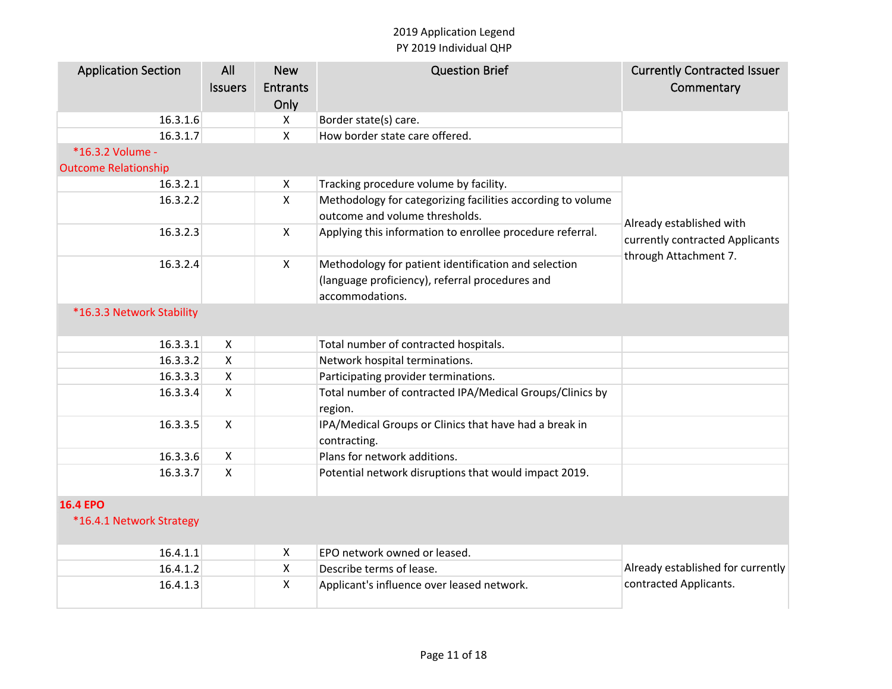2019 Application Legend
PY 2019 Individual QHP

| Application Section | All Issuers | New Entrants Only | Question Brief | Currently Contracted Issuer Commentary |
|---|---|---|---|---|
| 16.3.1.6 | | X | Border state(s) care. | |
| 16.3.1.7 | | X | How border state care offered. | |
| *16.3.2 Volume - Outcome Relationship | | | | |
| 16.3.2.1 | | X | Tracking procedure volume by facility. | Already established with currently contracted Applicants through Attachment 7. |
| 16.3.2.2 | | X | Methodology for categorizing facilities according to volume outcome and volume thresholds. | |
| 16.3.2.3 | | X | Applying this information to enrollee procedure referral. | |
| 16.3.2.4 | | X | Methodology for patient identification and selection (language proficiency), referral procedures and accommodations. | |
| *16.3.3 Network Stability | | | | |
| 16.3.3.1 | X | | Total number of contracted hospitals. | |
| 16.3.3.2 | X | | Network hospital terminations. | |
| 16.3.3.3 | X | | Participating provider terminations. | |
| 16.3.3.4 | X | | Total number of contracted IPA/Medical Groups/Clinics by region. | |
| 16.3.3.5 | X | | IPA/Medical Groups or Clinics that have had a break in contracting. | |
| 16.3.3.6 | X | | Plans for network additions. | |
| 16.3.3.7 | X | | Potential network disruptions that would impact 2019. | |
| **16.4 EPO** | | | | |
| *16.4.1 Network Strategy | | | | |
| 16.4.1.1 | | X | EPO network owned or leased. | Already established for currently contracted Applicants. |
| 16.4.1.2 | | X | Describe terms of lease. | |
| 16.4.1.3 | | X | Applicant's influence over leased network. | |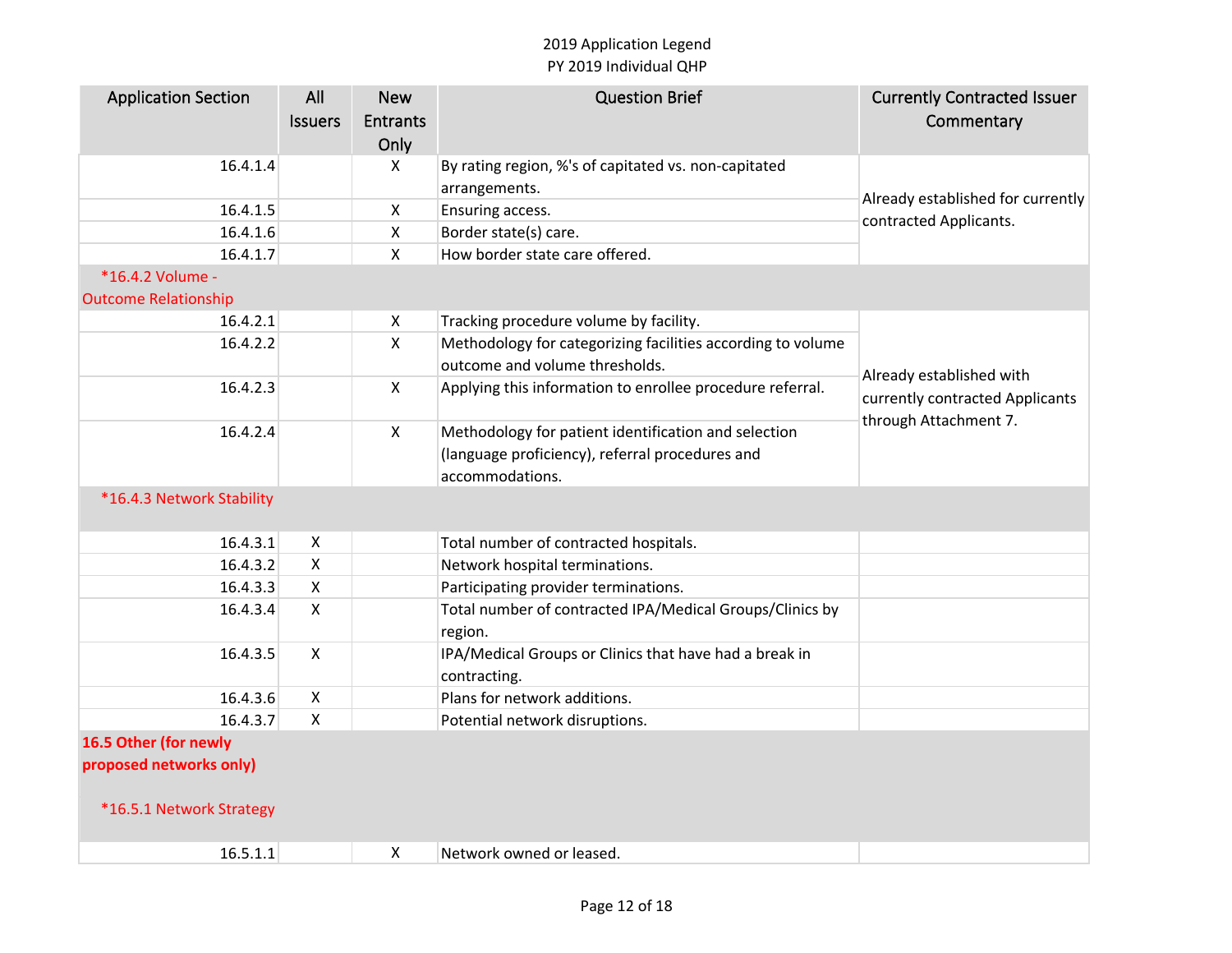| Application Section | All Issuers | New Entrants Only | Question Brief | Currently Contracted Issuer Commentary |
|---|---|---|---|---|
| 16.4.1.4 | | X | By rating region, %'s of capitated vs. non-capitated arrangements. | Already established for currently contracted Applicants. |
| 16.4.1.5 | | X | Ensuring access. | |
| 16.4.1.6 | | X | Border state(s) care. | |
| 16.4.1.7 | | X | How border state care offered. | |
| *16.4.2 Volume - Outcome Relationship | | | | |
| 16.4.2.1 | | X | Tracking procedure volume by facility. | Already established with currently contracted Applicants through Attachment 7. |
| 16.4.2.2 | | X | Methodology for categorizing facilities according to volume outcome and volume thresholds. | |
| 16.4.2.3 | | X | Applying this information to enrollee procedure referral. | |
| 16.4.2.4 | | X | Methodology for patient identification and selection (language proficiency), referral procedures and accommodations. | |
| *16.4.3 Network Stability | | | | |
| 16.4.3.1 | X | | Total number of contracted hospitals. | |
| 16.4.3.2 | X | | Network hospital terminations. | |
| 16.4.3.3 | X | | Participating provider terminations. | |
| 16.4.3.4 | X | | Total number of contracted IPA/Medical Groups/Clinics by region. | |
| 16.4.3.5 | X | | IPA/Medical Groups or Clinics that have had a break in contracting. | |
| 16.4.3.6 | X | | Plans for network additions. | |
| 16.4.3.7 | X | | Potential network disruptions. | |
| **16.5 Other (for newly proposed networks only)** | | | | |
| *16.5.1 Network Strategy | | | | |
| 16.5.1.1 | | X | Network owned or leased. | |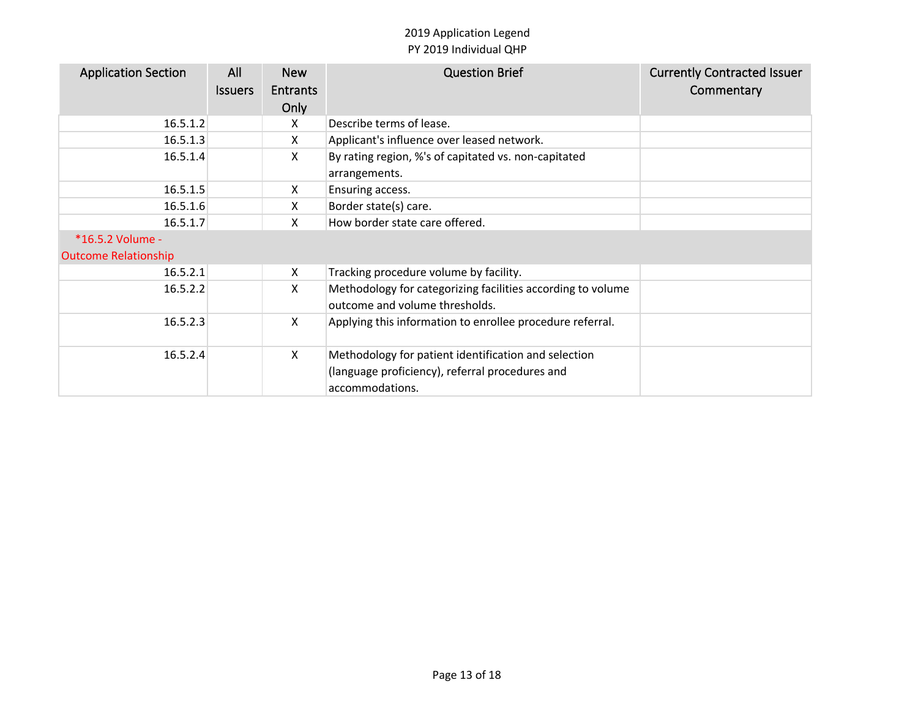2019 Application Legend
PY 2019 Individual QHP

| Application Section | All Issuers | New Entrants Only | Question Brief | Currently Contracted Issuer Commentary |
|---|---|---|---|---|
| 16.5.1.2 | | X | Describe terms of lease. | |
| 16.5.1.3 | | X | Applicant's influence over leased network. | |
| 16.5.1.4 | | X | By rating region, %'s of capitated vs. non-capitated arrangements. | |
| 16.5.1.5 | | X | Ensuring access. | |
| 16.5.1.6 | | X | Border state(s) care. | |
| 16.5.1.7 | | X | How border state care offered. | |
| *16.5.2 Volume - Outcome Relationship | | | | |
| 16.5.2.1 | | X | Tracking procedure volume by facility. | |
| 16.5.2.2 | | X | Methodology for categorizing facilities according to volume outcome and volume thresholds. | |
| 16.5.2.3 | | X | Applying this information to enrollee procedure referral. | |
| 16.5.2.4 | | X | Methodology for patient identification and selection (language proficiency), referral procedures and accommodations. | |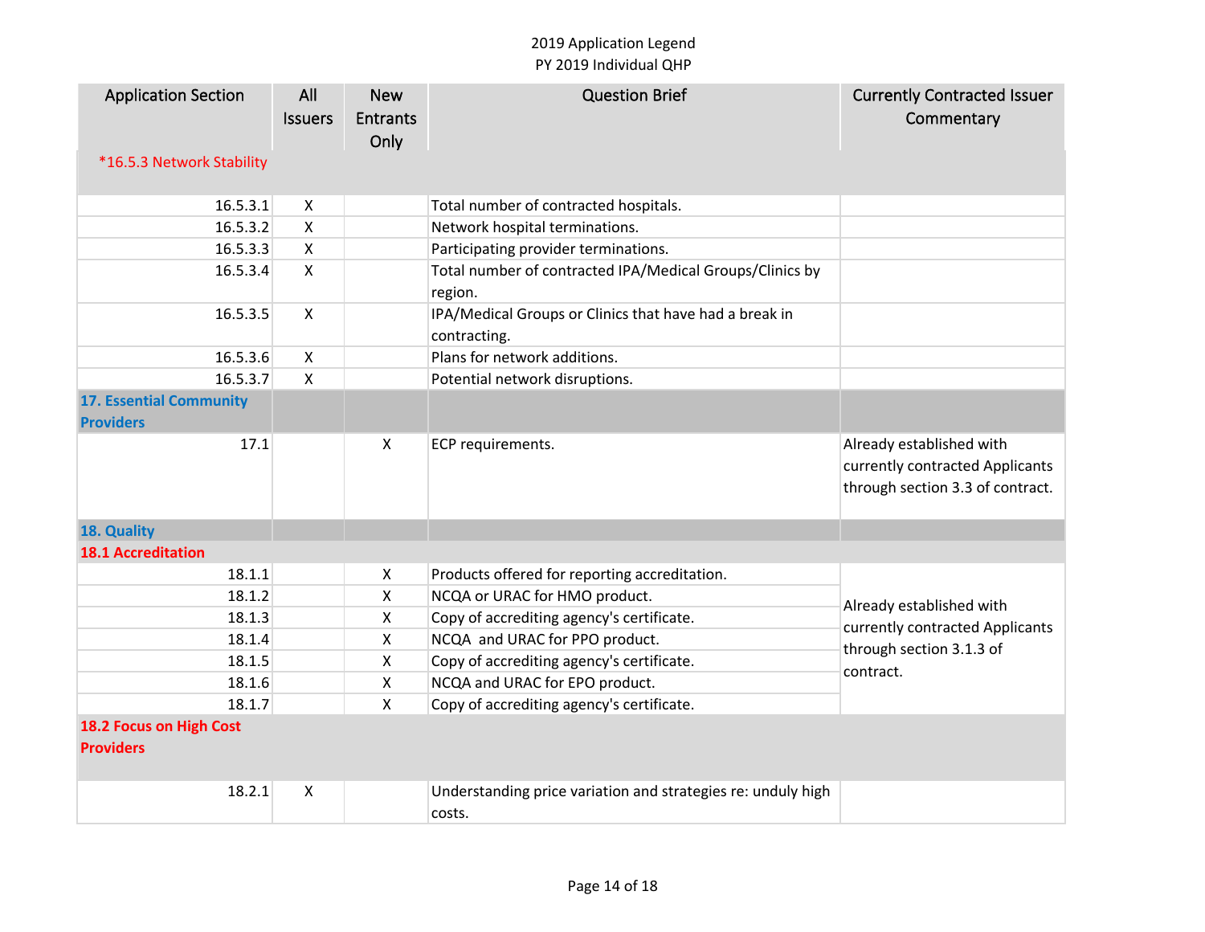2019 Application Legend
PY 2019 Individual QHP

| Application Section | All Issuers | New Entrants Only | Question Brief | Currently Contracted Issuer Commentary |
|---|---|---|---|---|
| *16.5.3 Network Stability | | | | |
| 16.5.3.1 | X | | Total number of contracted hospitals. | |
| 16.5.3.2 | X | | Network hospital terminations. | |
| 16.5.3.3 | X | | Participating provider terminations. | |
| 16.5.3.4 | X | | Total number of contracted IPA/Medical Groups/Clinics by region. | |
| 16.5.3.5 | X | | IPA/Medical Groups or Clinics that have had a break in contracting. | |
| 16.5.3.6 | X | | Plans for network additions. | |
| 16.5.3.7 | X | | Potential network disruptions. | |
| **17. Essential Community Providers** | | | | |
| 17.1 | | X | ECP requirements. | Already established with currently contracted Applicants through section 3.3 of contract. |
| **18. Quality** | | | | |
| **18.1 Accreditation** | | | | |
| 18.1.1 | | X | Products offered for reporting accreditation. | Already established with currently contracted Applicants through section 3.1.3 of contract. |
| 18.1.2 | | X | NCQA or URAC for HMO product. | |
| 18.1.3 | | X | Copy of accrediting agency's certificate. | |
| 18.1.4 | | X | NCQA and URAC for PPO product. | |
| 18.1.5 | | X | Copy of accrediting agency's certificate. | |
| 18.1.6 | | X | NCQA and URAC for EPO product. | |
| 18.1.7 | | X | Copy of accrediting agency's certificate. | |
| **18.2 Focus on High Cost Providers** | | | | |
| 18.2.1 | X | | Understanding price variation and strategies re: unduly high costs. | |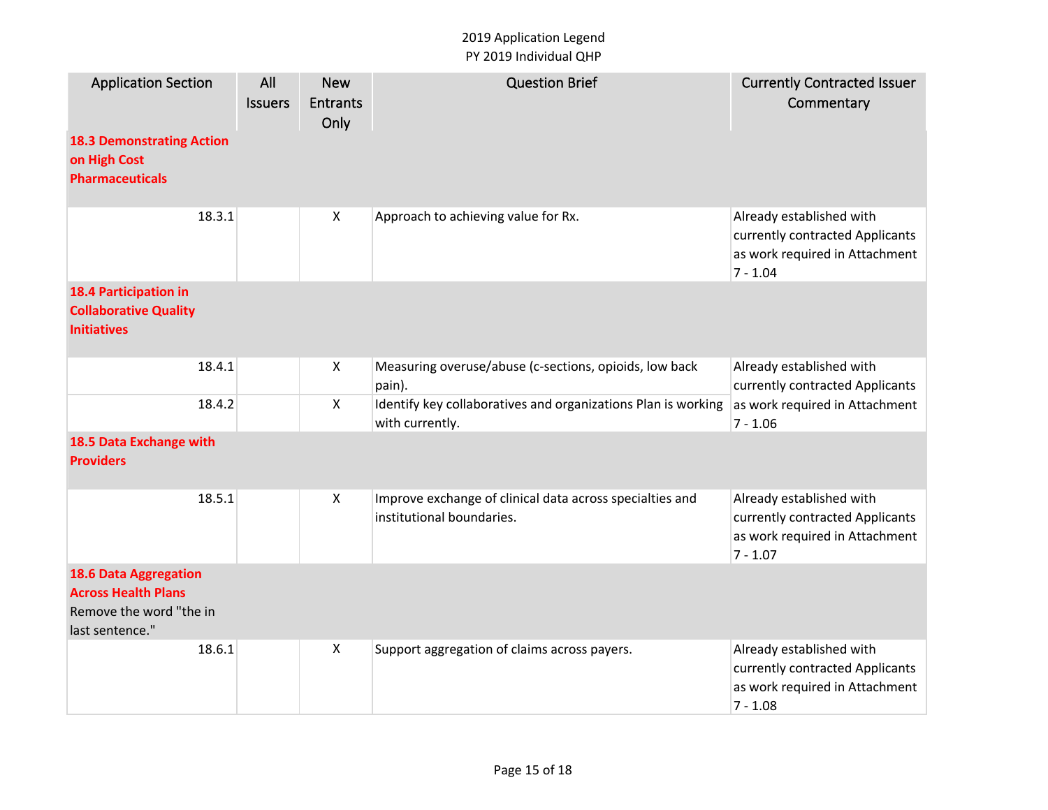| Application Section | All Issuers | New Entrants Only | Question Brief | Currently Contracted Issuer Commentary |
|---|---|---|---|---|
| **18.3 Demonstrating Action on High Cost Pharmaceuticals** | | | | |
| 18.3.1 | | X | Approach to achieving value for Rx. | Already established with currently contracted Applicants as work required in Attachment 7 - 1.04 |
| **18.4 Participation in Collaborative Quality Initiatives** | | | | |
| 18.4.1 | | X | Measuring overuse/abuse (c-sections, opioids, low back pain). | Already established with currently contracted Applicants as work required in Attachment 7 - 1.06 |
| 18.4.2 | | X | Identify key collaboratives and organizations Plan is working with currently. | |
| **18.5 Data Exchange with Providers** | | | | |
| 18.5.1 | | X | Improve exchange of clinical data across specialties and institutional boundaries. | Already established with currently contracted Applicants as work required in Attachment 7 - 1.07 |
| **18.6 Data Aggregation Across Health Plans** Remove the word "the in last sentence." | | | | |
| 18.6.1 | | X | Support aggregation of claims across payers. | Already established with currently contracted Applicants as work required in Attachment 7 - 1.08 |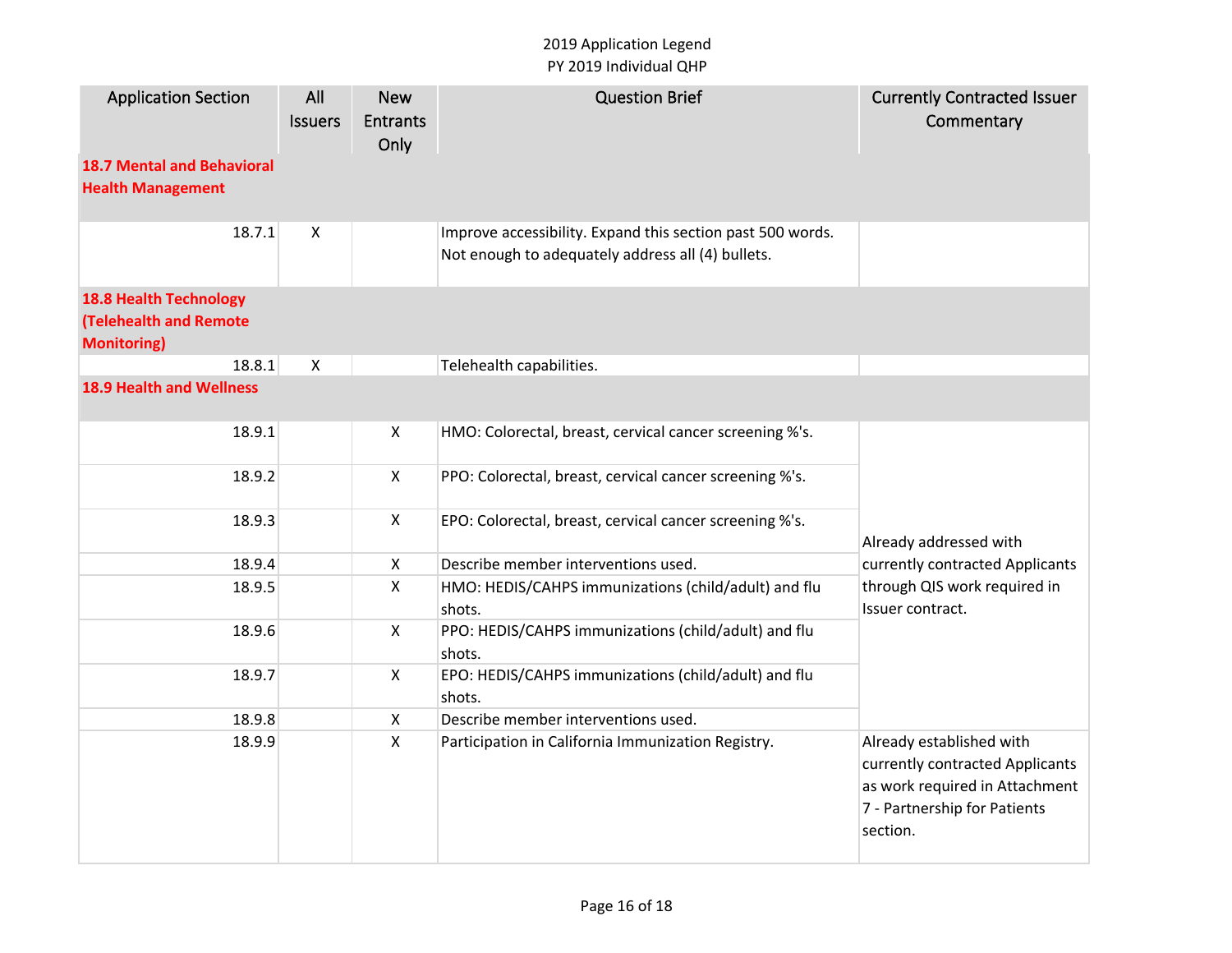| Application Section | All Issuers | New Entrants Only | Question Brief | Currently Contracted Issuer Commentary |
| --- | --- | --- | --- | --- |
| **18.7 Mental and Behavioral Health Management** | | | | |
| 18.7.1 | X | | Improve accessibility. Expand this section past 500 words. Not enough to adequately address all (4) bullets. | |
| **18.8 Health Technology (Telehealth and Remote Monitoring)** | | | | |
| 18.8.1 | X | | Telehealth capabilities. | |
| **18.9 Health and Wellness** | | | | |
| 18.9.1 | | X | HMO: Colorectal, breast, cervical cancer screening %'s. | Already addressed with currently contracted Applicants through QIS work required in Issuer contract. |
| 18.9.2 | | X | PPO: Colorectal, breast, cervical cancer screening %'s. | |
| 18.9.3 | | X | EPO: Colorectal, breast, cervical cancer screening %'s. | |
| 18.9.4 | | X | Describe member interventions used. | |
| 18.9.5 | | X | HMO: HEDIS/CAHPS immunizations (child/adult) and flu shots. | |
| 18.9.6 | | X | PPO: HEDIS/CAHPS immunizations (child/adult) and flu shots. | |
| 18.9.7 | | X | EPO: HEDIS/CAHPS immunizations (child/adult) and flu shots. | |
| 18.9.8 | | X | Describe member interventions used. | |
| 18.9.9 | | X | Participation in California Immunization Registry. | Already established with currently contracted Applicants as work required in Attachment 7 - Partnership for Patients section. |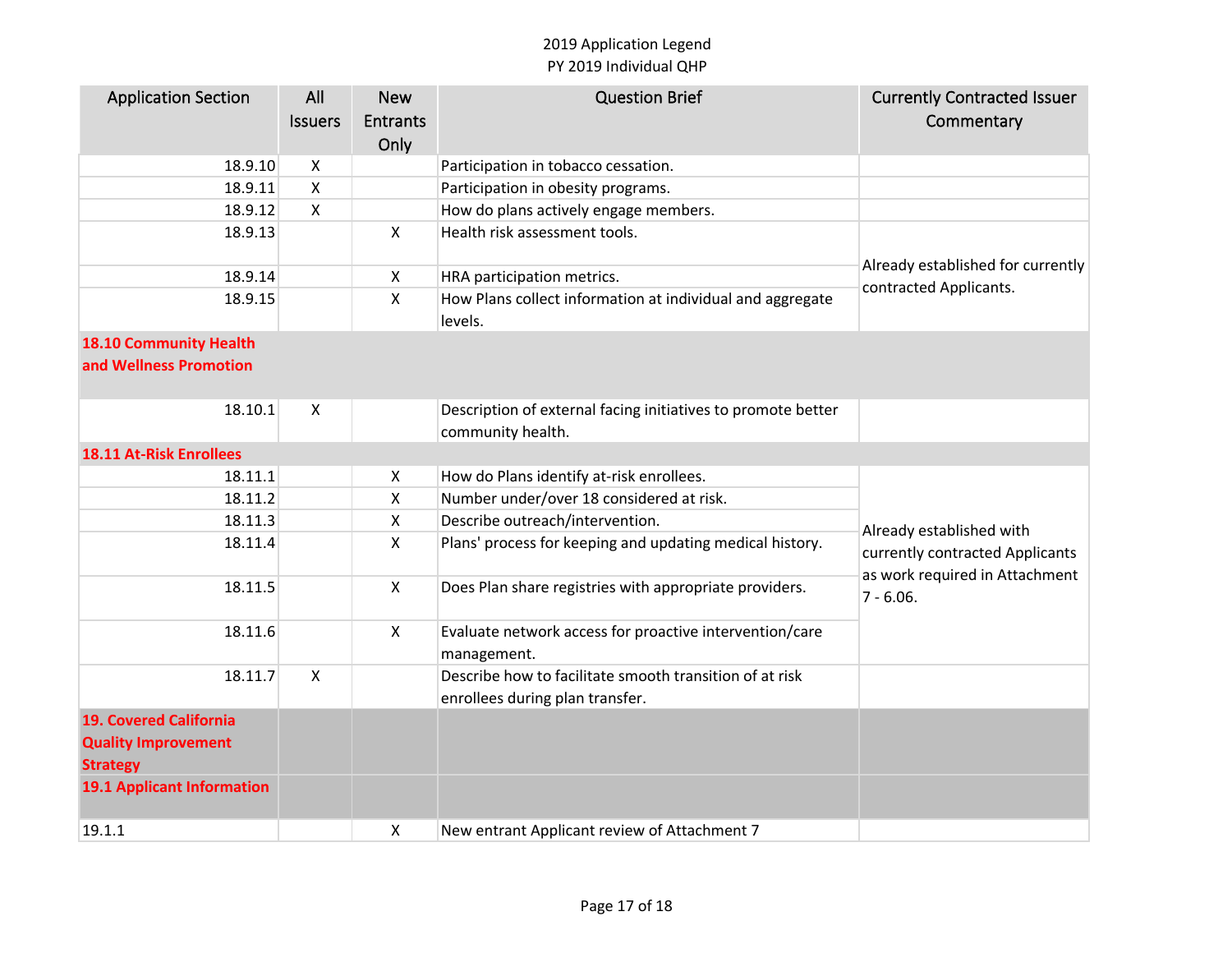2019 Application Legend
PY 2019 Individual QHP

| Application Section | All Issuers | New Entrants Only | Question Brief | Currently Contracted Issuer Commentary |
|---|---|---|---|---|
| 18.9.10 | X | | Participation in tobacco cessation. | |
| 18.9.11 | X | | Participation in obesity programs. | |
| 18.9.12 | X | | How do plans actively engage members. | |
| 18.9.13 | | X | Health risk assessment tools. | Already established for currently contracted Applicants. |
| 18.9.14 | | X | HRA participation metrics. | |
| 18.9.15 | | X | How Plans collect information at individual and aggregate levels. | |
| **18.10 Community Health and Wellness Promotion** | | | | |
| 18.10.1 | X | | Description of external facing initiatives to promote better community health. | |
| **18.11 At-Risk Enrollees** | | | | |
| 18.11.1 | | X | How do Plans identify at-risk enrollees. | Already established with currently contracted Applicants as work required in Attachment 7 - 6.06. |
| 18.11.2 | | X | Number under/over 18 considered at risk. | |
| 18.11.3 | | X | Describe outreach/intervention. | |
| 18.11.4 | | X | Plans' process for keeping and updating medical history. | |
| 18.11.5 | | X | Does Plan share registries with appropriate providers. | |
| 18.11.6 | | X | Evaluate network access for proactive intervention/care management. | |
| 18.11.7 | X | | Describe how to facilitate smooth transition of at risk enrollees during plan transfer. | |
| **19. Covered California Quality Improvement Strategy** | | | | |
| **19.1 Applicant Information** | | | | |
| 19.1.1 | | X | New entrant Applicant review of Attachment 7 | |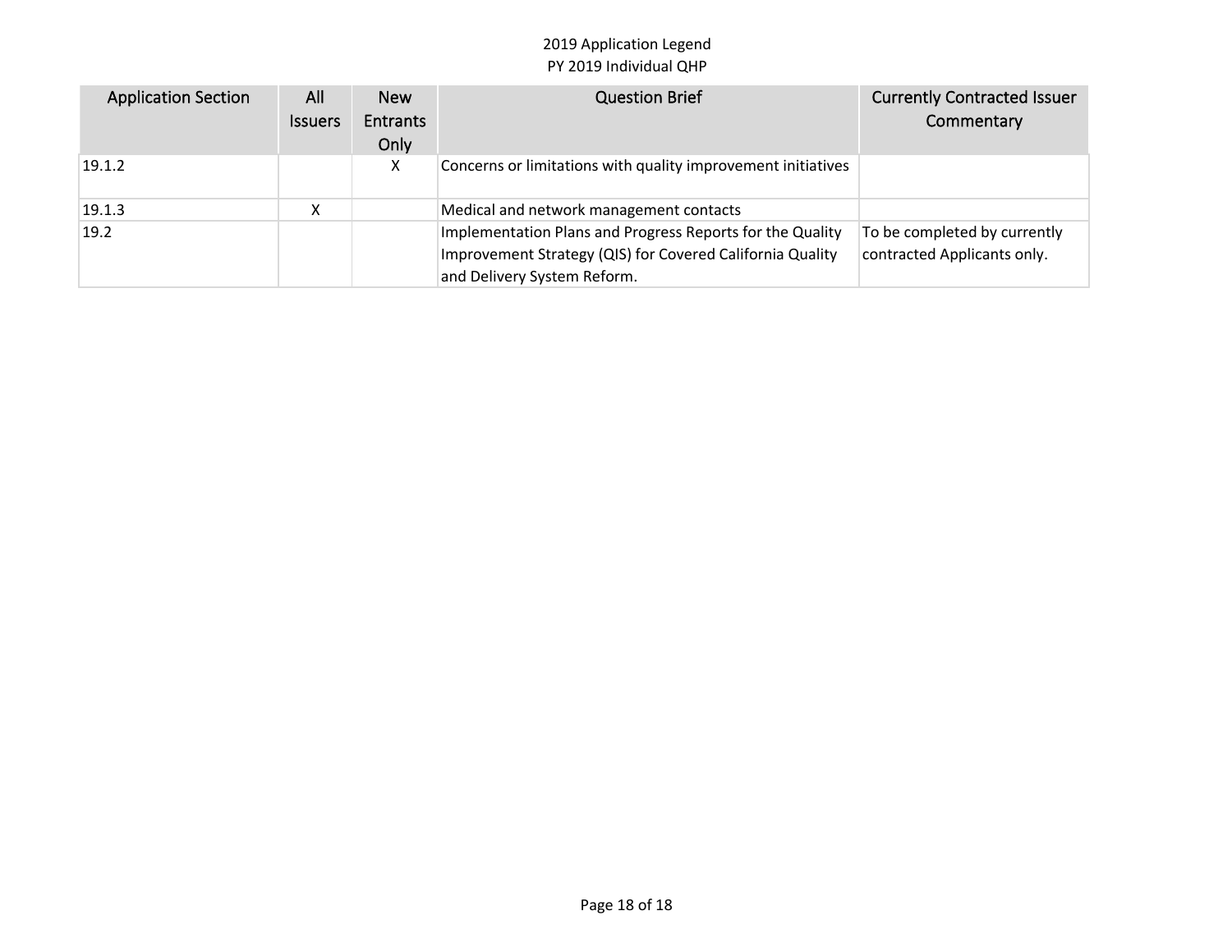| Application Section | All Issuers | New Entrants Only | Question Brief | Currently Contracted Issuer Commentary |
|---|---|---|---|---|
| 19.1.2 | | X | Concerns or limitations with quality improvement initiatives | |
| 19.1.3 | X | | Medical and network management contacts | |
| 19.2 | | | Implementation Plans and Progress Reports for the Quality Improvement Strategy (QIS) for Covered California Quality and Delivery System Reform. | To be completed by currently contracted Applicants only. |